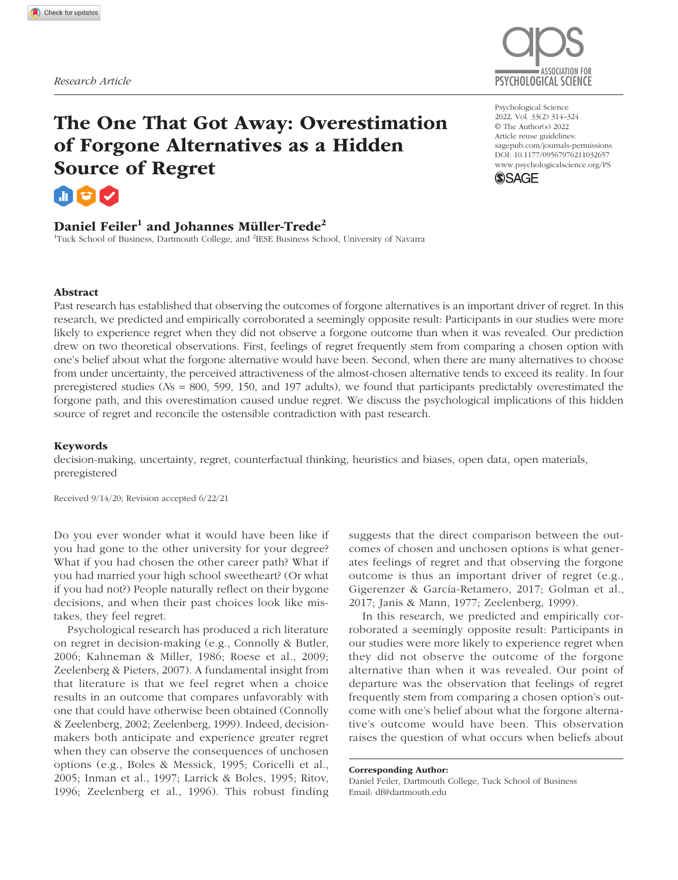Research Article

# The One That Got Away: Overestimation of Forgone Alternatives as a Hidden Source of Regret

**Daniel Feiler[1] and Johannes Müller-Trede[2]**

[1]Tuck School of Business, Dartmouth College, and [2]IESE Business School, University of Navarra

Psychological Science
2022, Vol. 33(2) 314–324
© The Author(s) 2022
Article reuse guidelines:
sagepub.com/journals-permissions
DOI: 10.1177/09567976211032657
www.psychologicalscience.org/PS

## Abstract

Past research has established that observing the outcomes of forgone alternatives is an important driver of regret. In this research, we predicted and empirically corroborated a seemingly opposite result: Participants in our studies were more likely to experience regret when they did not observe a forgone outcome than when it was revealed. Our prediction drew on two theoretical observations. First, feelings of regret frequently stem from comparing a chosen option with one's belief about what the forgone alternative would have been. Second, when there are many alternatives to choose from under uncertainty, the perceived attractiveness of the almost-chosen alternative tends to exceed its reality. In four preregistered studies (*N*s = 800, 599, 150, and 197 adults), we found that participants predictably overestimated the forgone path, and this overestimation caused undue regret. We discuss the psychological implications of this hidden source of regret and reconcile the ostensible contradiction with past research.

## Keywords

decision-making, uncertainty, regret, counterfactual thinking, heuristics and biases, open data, open materials, preregistered

Received 9/14/20; Revision accepted 6/22/21

Do you ever wonder what it would have been like if you had gone to the other university for your degree? What if you had chosen the other career path? What if you had married your high school sweetheart? (Or what if you had not?) People naturally reflect on their bygone decisions, and when their past choices look like mistakes, they feel regret.

Psychological research has produced a rich literature on regret in decision-making (e.g., Connolly & Butler, 2006; Kahneman & Miller, 1986; Roese et al., 2009; Zeelenberg & Pieters, 2007). A fundamental insight from that literature is that we feel regret when a choice results in an outcome that compares unfavorably with one that could have otherwise been obtained (Connolly & Zeelenberg, 2002; Zeelenberg, 1999). Indeed, decision-makers both anticipate and experience greater regret when they can observe the consequences of unchosen options (e.g., Boles & Messick, 1995; Coricelli et al., 2005; Inman et al., 1997; Larrick & Boles, 1995; Ritov, 1996; Zeelenberg et al., 1996). This robust finding suggests that the direct comparison between the outcomes of chosen and unchosen options is what generates feelings of regret and that observing the forgone outcome is thus an important driver of regret (e.g., Gigerenzer & García-Retamero, 2017; Golman et al., 2017; Janis & Mann, 1977; Zeelenberg, 1999).

In this research, we predicted and empirically corroborated a seemingly opposite result: Participants in our studies were more likely to experience regret when they did not observe the outcome of the forgone alternative than when it was revealed. Our point of departure was the observation that feelings of regret frequently stem from comparing a chosen option's outcome with one's belief about what the forgone alternative's outcome would have been. This observation raises the question of what occurs when beliefs about

**Corresponding Author:**
Daniel Feiler, Dartmouth College, Tuck School of Business
Email: df@dartmouth.edu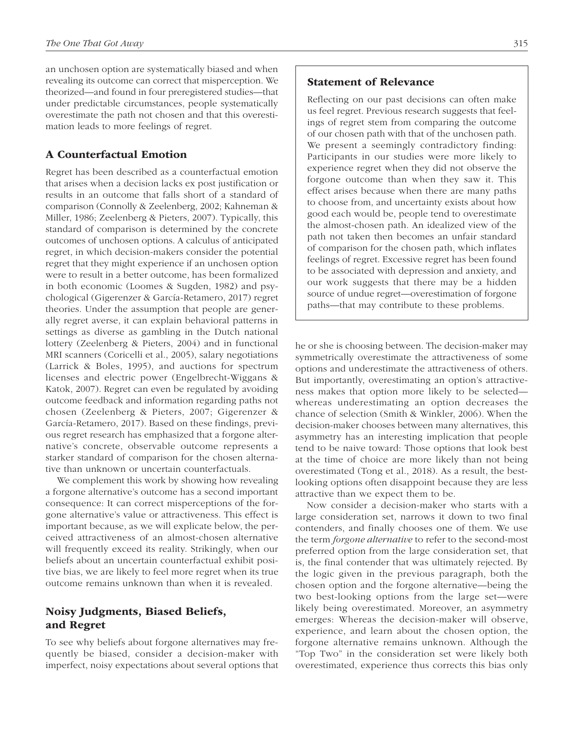an unchosen option are systematically biased and when revealing its outcome can correct that misperception. We theorized—and found in four preregistered studies—that under predictable circumstances, people systematically overestimate the path not chosen and that this overestimation leads to more feelings of regret.

## A Counterfactual Emotion

Regret has been described as a counterfactual emotion that arises when a decision lacks ex post justification or results in an outcome that falls short of a standard of comparison (Connolly & Zeelenberg, 2002; Kahneman & Miller, 1986; Zeelenberg & Pieters, 2007). Typically, this standard of comparison is determined by the concrete outcomes of unchosen options. A calculus of anticipated regret, in which decision-makers consider the potential regret that they might experience if an unchosen option were to result in a better outcome, has been formalized in both economic (Loomes & Sugden, 1982) and psychological (Gigerenzer & García-Retamero, 2017) regret theories. Under the assumption that people are generally regret averse, it can explain behavioral patterns in settings as diverse as gambling in the Dutch national lottery (Zeelenberg & Pieters, 2004) and in functional MRI scanners (Coricelli et al., 2005), salary negotiations (Larrick & Boles, 1995), and auctions for spectrum licenses and electric power (Engelbrecht-Wiggans & Katok, 2007). Regret can even be regulated by avoiding outcome feedback and information regarding paths not chosen (Zeelenberg & Pieters, 2007; Gigerenzer & García-Retamero, 2017). Based on these findings, previous regret research has emphasized that a forgone alternative's concrete, observable outcome represents a starker standard of comparison for the chosen alternative than unknown or uncertain counterfactuals.

We complement this work by showing how revealing a forgone alternative's outcome has a second important consequence: It can correct misperceptions of the forgone alternative's value or attractiveness. This effect is important because, as we will explicate below, the perceived attractiveness of an almost-chosen alternative will frequently exceed its reality. Strikingly, when our beliefs about an uncertain counterfactual exhibit positive bias, we are likely to feel more regret when its true outcome remains unknown than when it is revealed.

## Noisy Judgments, Biased Beliefs, and Regret

To see why beliefs about forgone alternatives may frequently be biased, consider a decision-maker with imperfect, noisy expectations about several options that he or she is choosing between. The decision-maker may symmetrically overestimate the attractiveness of some options and underestimate the attractiveness of others. But importantly, overestimating an option's attractiveness makes that option more likely to be selected—whereas underestimating an option decreases the chance of selection (Smith & Winkler, 2006). When the decision-maker chooses between many alternatives, this asymmetry has an interesting implication that people tend to be naive toward: Those options that look best at the time of choice are more likely than not being overestimated (Tong et al., 2018). As a result, the best-looking options often disappoint because they are less attractive than we expect them to be.

Now consider a decision-maker who starts with a large consideration set, narrows it down to two final contenders, and finally chooses one of them. We use the term *forgone alternative* to refer to the second-most preferred option from the large consideration set, that is, the final contender that was ultimately rejected. By the logic given in the previous paragraph, both the chosen option and the forgone alternative—being the two best-looking options from the large set—were likely being overestimated. Moreover, an asymmetry emerges: Whereas the decision-maker will observe, experience, and learn about the chosen option, the forgone alternative remains unknown. Although the "Top Two" in the consideration set were likely both overestimated, experience thus corrects this bias only

### Statement of Relevance

Reflecting on our past decisions can often make us feel regret. Previous research suggests that feelings of regret stem from comparing the outcome of our chosen path with that of the unchosen path. We present a seemingly contradictory finding: Participants in our studies were more likely to experience regret when they did not observe the forgone outcome than when they saw it. This effect arises because when there are many paths to choose from, and uncertainty exists about how good each would be, people tend to overestimate the almost-chosen path. An idealized view of the path not taken then becomes an unfair standard of comparison for the chosen path, which inflates feelings of regret. Excessive regret has been found to be associated with depression and anxiety, and our work suggests that there may be a hidden source of undue regret—overestimation of forgone paths—that may contribute to these problems.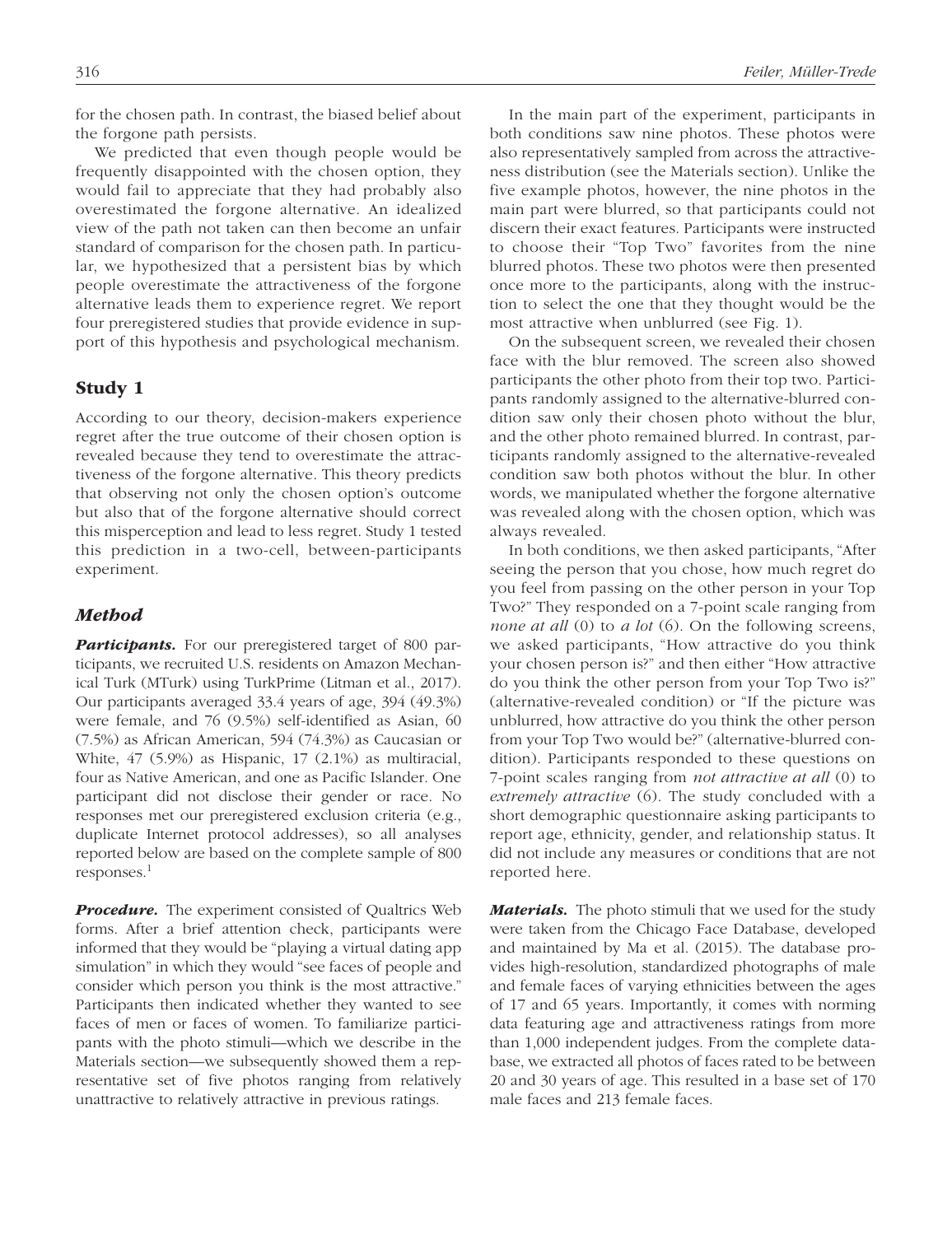for the chosen path. In contrast, the biased belief about the forgone path persists.

We predicted that even though people would be frequently disappointed with the chosen option, they would fail to appreciate that they had probably also overestimated the forgone alternative. An idealized view of the path not taken can then become an unfair standard of comparison for the chosen path. In particular, we hypothesized that a persistent bias by which people overestimate the attractiveness of the forgone alternative leads them to experience regret. We report four preregistered studies that provide evidence in support of this hypothesis and psychological mechanism.

## Study 1

According to our theory, decision-makers experience regret after the true outcome of their chosen option is revealed because they tend to overestimate the attractiveness of the forgone alternative. This theory predicts that observing not only the chosen option's outcome but also that of the forgone alternative should correct this misperception and lead to less regret. Study 1 tested this prediction in a two-cell, between-participants experiment.

### Method

***Participants.*** For our preregistered target of 800 participants, we recruited U.S. residents on Amazon Mechanical Turk (MTurk) using TurkPrime (Litman et al., 2017). Our participants averaged 33.4 years of age, 394 (49.3%) were female, and 76 (9.5%) self-identified as Asian, 60 (7.5%) as African American, 594 (74.3%) as Caucasian or White, 47 (5.9%) as Hispanic, 17 (2.1%) as multiracial, four as Native American, and one as Pacific Islander. One participant did not disclose their gender or race. No responses met our preregistered exclusion criteria (e.g., duplicate Internet protocol addresses), so all analyses reported below are based on the complete sample of 800 responses.[1]

***Procedure.*** The experiment consisted of Qualtrics Web forms. After a brief attention check, participants were informed that they would be "playing a virtual dating app simulation" in which they would "see faces of people and consider which person you think is the most attractive." Participants then indicated whether they wanted to see faces of men or faces of women. To familiarize participants with the photo stimuli—which we describe in the Materials section—we subsequently showed them a representative set of five photos ranging from relatively unattractive to relatively attractive in previous ratings.

In the main part of the experiment, participants in both conditions saw nine photos. These photos were also representatively sampled from across the attractiveness distribution (see the Materials section). Unlike the five example photos, however, the nine photos in the main part were blurred, so that participants could not discern their exact features. Participants were instructed to choose their "Top Two" favorites from the nine blurred photos. These two photos were then presented once more to the participants, along with the instruction to select the one that they thought would be the most attractive when unblurred (see Fig. 1).

On the subsequent screen, we revealed their chosen face with the blur removed. The screen also showed participants the other photo from their top two. Participants randomly assigned to the alternative-blurred condition saw only their chosen photo without the blur, and the other photo remained blurred. In contrast, participants randomly assigned to the alternative-revealed condition saw both photos without the blur. In other words, we manipulated whether the forgone alternative was revealed along with the chosen option, which was always revealed.

In both conditions, we then asked participants, "After seeing the person that you chose, how much regret do you feel from passing on the other person in your Top Two?" They responded on a 7-point scale ranging from *none at all* (0) to *a lot* (6). On the following screens, we asked participants, "How attractive do you think your chosen person is?" and then either "How attractive do you think the other person from your Top Two is?" (alternative-revealed condition) or "If the picture was unblurred, how attractive do you think the other person from your Top Two would be?" (alternative-blurred condition). Participants responded to these questions on 7-point scales ranging from *not attractive at all* (0) to *extremely attractive* (6). The study concluded with a short demographic questionnaire asking participants to report age, ethnicity, gender, and relationship status. It did not include any measures or conditions that are not reported here.

***Materials.*** The photo stimuli that we used for the study were taken from the Chicago Face Database, developed and maintained by Ma et al. (2015). The database provides high-resolution, standardized photographs of male and female faces of varying ethnicities between the ages of 17 and 65 years. Importantly, it comes with norming data featuring age and attractiveness ratings from more than 1,000 independent judges. From the complete database, we extracted all photos of faces rated to be between 20 and 30 years of age. This resulted in a base set of 170 male faces and 213 female faces.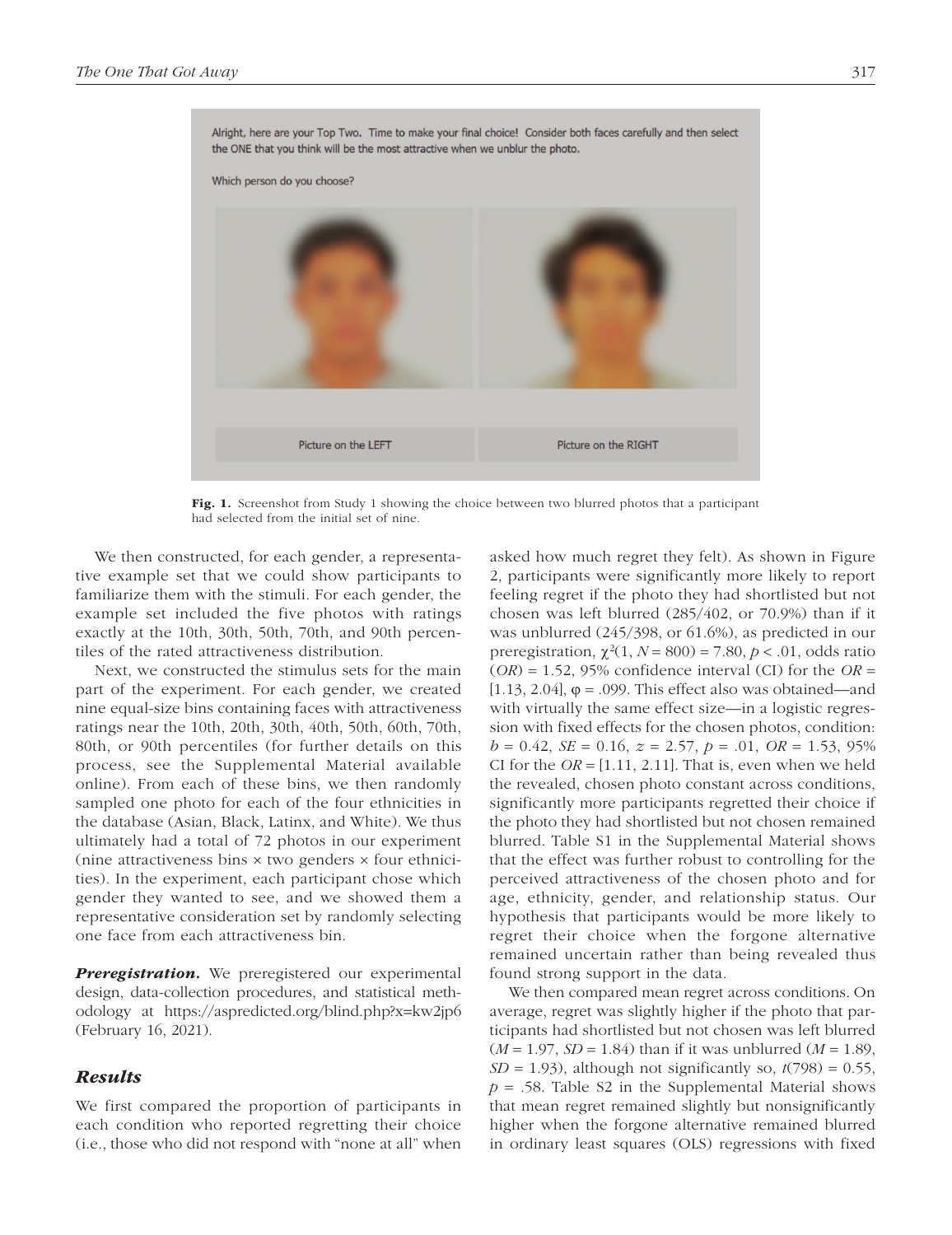Fig. 1. Screenshot from Study 1 showing the choice between two blurred photos that a participant had selected from the initial set of nine.

We then constructed, for each gender, a representative example set that we could show participants to familiarize them with the stimuli. For each gender, the example set included the five photos with ratings exactly at the 10th, 30th, 50th, 70th, and 90th percentiles of the rated attractiveness distribution.

Next, we constructed the stimulus sets for the main part of the experiment. For each gender, we created nine equal-size bins containing faces with attractiveness ratings near the 10th, 20th, 30th, 40th, 50th, 60th, 70th, 80th, or 90th percentiles (for further details on this process, see the Supplemental Material available online). From each of these bins, we then randomly sampled one photo for each of the four ethnicities in the database (Asian, Black, Latinx, and White). We thus ultimately had a total of 72 photos in our experiment (nine attractiveness bins × two genders × four ethnicities). In the experiment, each participant chose which gender they wanted to see, and we showed them a representative consideration set by randomly selecting one face from each attractiveness bin.

***Preregistration.*** We preregistered our experimental design, data-collection procedures, and statistical methodology at https://aspredicted.org/blind.php?x=kw2jp6 (February 16, 2021).

## *Results*

We first compared the proportion of participants in each condition who reported regretting their choice (i.e., those who did not respond with "none at all" when asked how much regret they felt). As shown in Figure 2, participants were significantly more likely to report feeling regret if the photo they had shortlisted but not chosen was left blurred (285/402, or 70.9%) than if it was unblurred (245/398, or 61.6%), as predicted in our preregistration, $\chi^2(1, N = 800) = 7.80$, $p < .01$, odds ratio ($OR$) = 1.52, 95% confidence interval (CI) for the $OR$ = [1.13, 2.04], $\varphi = .099$. This effect also was obtained—and with virtually the same effect size—in a logistic regression with fixed effects for the chosen photos, condition: $b = 0.42$, $SE = 0.16$, $z = 2.57$, $p = .01$, $OR = 1.53$, 95% CI for the $OR$ = [1.11, 2.11]. That is, even when we held the revealed, chosen photo constant across conditions, significantly more participants regretted their choice if the photo they had shortlisted but not chosen remained blurred. Table S1 in the Supplemental Material shows that the effect was further robust to controlling for the perceived attractiveness of the chosen photo and for age, ethnicity, gender, and relationship status. Our hypothesis that participants would be more likely to regret their choice when the forgone alternative remained uncertain rather than being revealed thus found strong support in the data.

We then compared mean regret across conditions. On average, regret was slightly higher if the photo that participants had shortlisted but not chosen was left blurred ($M = 1.97$, $SD = 1.84$) than if it was unblurred ($M = 1.89$, $SD = 1.93$), although not significantly so, $t(798) = 0.55$, $p = .58$. Table S2 in the Supplemental Material shows that mean regret remained slightly but nonsignificantly higher when the forgone alternative remained blurred in ordinary least squares (OLS) regressions with fixed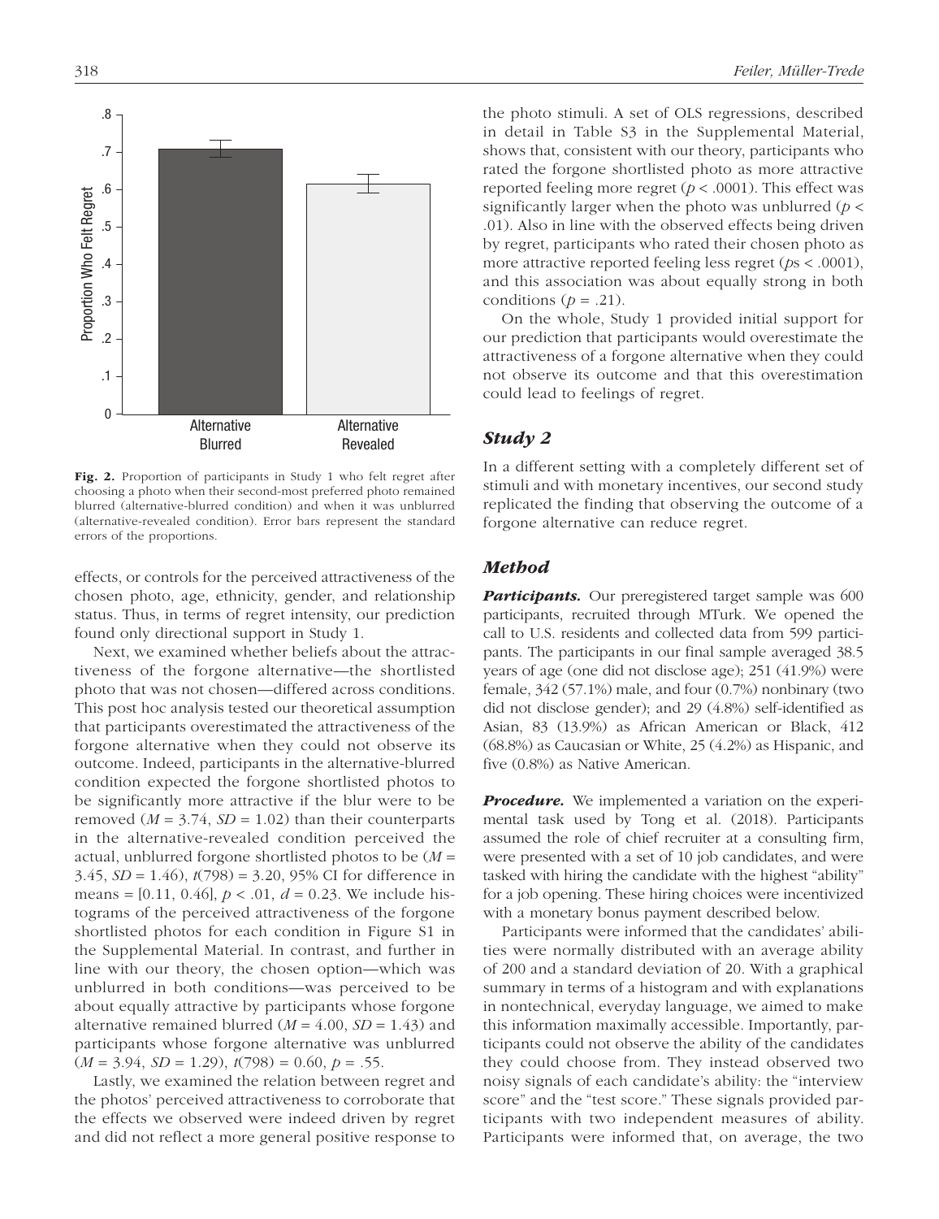Fig. 2. Proportion of participants in Study 1 who felt regret after choosing a photo when their second-most preferred photo remained blurred (alternative-blurred condition) and when it was unblurred (alternative-revealed condition). Error bars represent the standard errors of the proportions.

effects, or controls for the perceived attractiveness of the chosen photo, age, ethnicity, gender, and relationship status. Thus, in terms of regret intensity, our prediction found only directional support in Study 1.

Next, we examined whether beliefs about the attractiveness of the forgone alternative—the shortlisted photo that was not chosen—differed across conditions. This post hoc analysis tested our theoretical assumption that participants overestimated the attractiveness of the forgone alternative when they could not observe its outcome. Indeed, participants in the alternative-blurred condition expected the forgone shortlisted photos to be significantly more attractive if the blur were to be removed ($M$ = 3.74, $SD$ = 1.02) than their counterparts in the alternative-revealed condition perceived the actual, unblurred forgone shortlisted photos to be ($M$ = 3.45, $SD$ = 1.46), $t(798)$ = 3.20, 95% CI for difference in means = [0.11, 0.46], $p < .01$, $d$ = 0.23. We include histograms of the perceived attractiveness of the forgone shortlisted photos for each condition in Figure S1 in the Supplemental Material. In contrast, and further in line with our theory, the chosen option—which was unblurred in both conditions—was perceived to be about equally attractive by participants whose forgone alternative remained blurred ($M$ = 4.00, $SD$ = 1.43) and participants whose forgone alternative was unblurred ($M$ = 3.94, $SD$ = 1.29), $t(798)$ = 0.60, $p$ = .55.

Lastly, we examined the relation between regret and the photos' perceived attractiveness to corroborate that the effects we observed were indeed driven by regret and did not reflect a more general positive response to the photo stimuli. A set of OLS regressions, described in detail in Table S3 in the Supplemental Material, shows that, consistent with our theory, participants who rated the forgone shortlisted photo as more attractive reported feeling more regret ($p < .0001$). This effect was significantly larger when the photo was unblurred ($p < .01$). Also in line with the observed effects being driven by regret, participants who rated their chosen photo as more attractive reported feeling less regret ($p$s < .0001), and this association was about equally strong in both conditions ($p$ = .21).

On the whole, Study 1 provided initial support for our prediction that participants would overestimate the attractiveness of a forgone alternative when they could not observe its outcome and that this overestimation could lead to feelings of regret.

## Study 2

In a different setting with a completely different set of stimuli and with monetary incentives, our second study replicated the finding that observing the outcome of a forgone alternative can reduce regret.

## Method

***Participants.*** Our preregistered target sample was 600 participants, recruited through MTurk. We opened the call to U.S. residents and collected data from 599 participants. The participants in our final sample averaged 38.5 years of age (one did not disclose age); 251 (41.9%) were female, 342 (57.1%) male, and four (0.7%) nonbinary (two did not disclose gender); and 29 (4.8%) self-identified as Asian, 83 (13.9%) as African American or Black, 412 (68.8%) as Caucasian or White, 25 (4.2%) as Hispanic, and five (0.8%) as Native American.

***Procedure.*** We implemented a variation on the experimental task used by Tong et al. (2018). Participants assumed the role of chief recruiter at a consulting firm, were presented with a set of 10 job candidates, and were tasked with hiring the candidate with the highest "ability" for a job opening. These hiring choices were incentivized with a monetary bonus payment described below.

Participants were informed that the candidates' abilities were normally distributed with an average ability of 200 and a standard deviation of 20. With a graphical summary in terms of a histogram and with explanations in nontechnical, everyday language, we aimed to make this information maximally accessible. Importantly, participants could not observe the ability of the candidates they could choose from. They instead observed two noisy signals of each candidate's ability: the "interview score" and the "test score." These signals provided participants with two independent measures of ability. Participants were informed that, on average, the two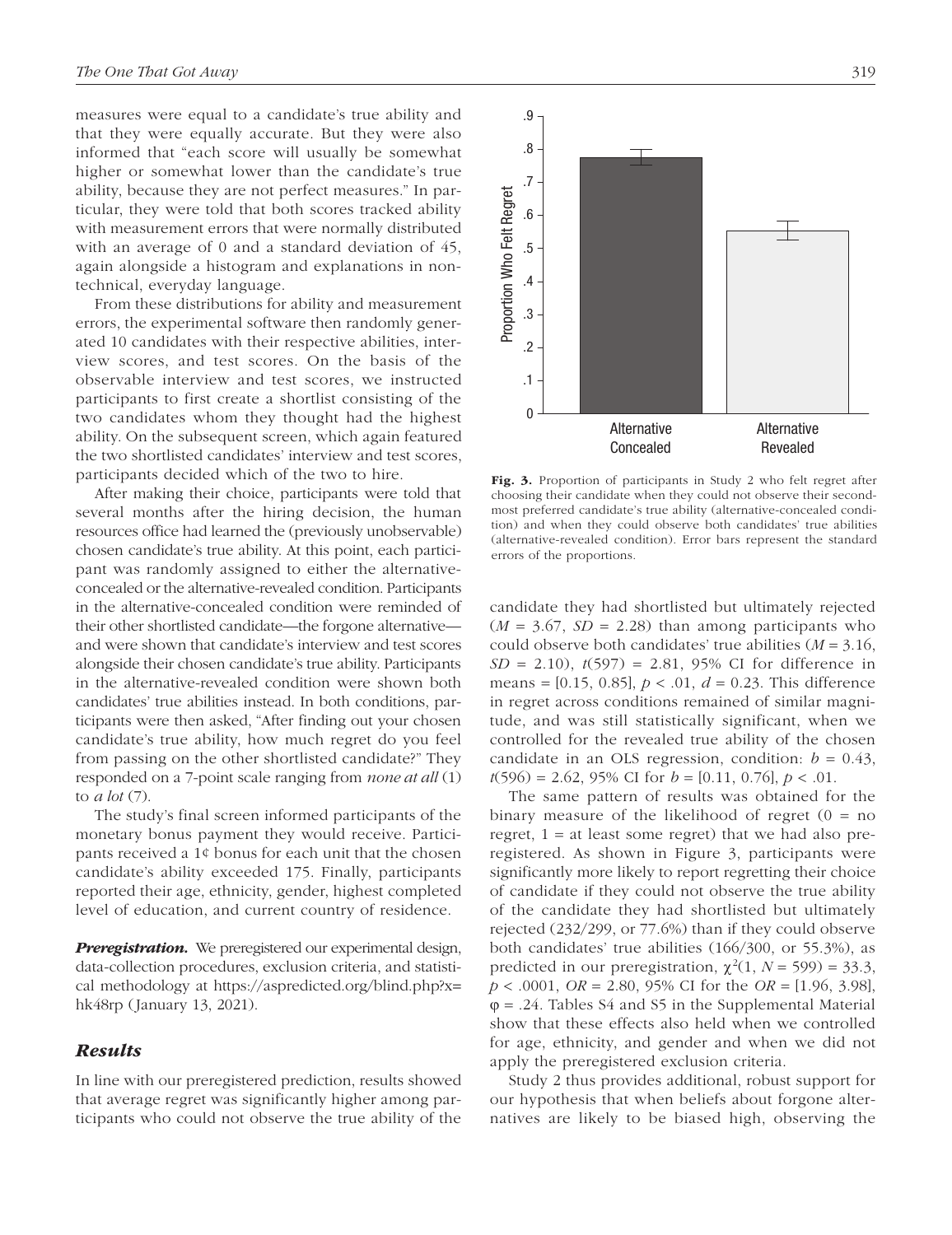measures were equal to a candidate's true ability and that they were equally accurate. But they were also informed that "each score will usually be somewhat higher or somewhat lower than the candidate's true ability, because they are not perfect measures." In particular, they were told that both scores tracked ability with measurement errors that were normally distributed with an average of 0 and a standard deviation of 45, again alongside a histogram and explanations in nontechnical, everyday language.

From these distributions for ability and measurement errors, the experimental software then randomly generated 10 candidates with their respective abilities, interview scores, and test scores. On the basis of the observable interview and test scores, we instructed participants to first create a shortlist consisting of the two candidates whom they thought had the highest ability. On the subsequent screen, which again featured the two shortlisted candidates' interview and test scores, participants decided which of the two to hire.

After making their choice, participants were told that several months after the hiring decision, the human resources office had learned the (previously unobservable) chosen candidate's true ability. At this point, each participant was randomly assigned to either the alternative-concealed or the alternative-revealed condition. Participants in the alternative-concealed condition were reminded of their other shortlisted candidate—the forgone alternative—and were shown that candidate's interview and test scores alongside their chosen candidate's true ability. Participants in the alternative-revealed condition were shown both candidates' true abilities instead. In both conditions, participants were then asked, "After finding out your chosen candidate's true ability, how much regret do you feel from passing on the other shortlisted candidate?" They responded on a 7-point scale ranging from *none at all* (1) to *a lot* (7).

The study's final screen informed participants of the monetary bonus payment they would receive. Participants received a 1¢ bonus for each unit that the chosen candidate's ability exceeded 175. Finally, participants reported their age, ethnicity, gender, highest completed level of education, and current country of residence.

***Preregistration.*** We preregistered our experimental design, data-collection procedures, exclusion criteria, and statistical methodology at https://aspredicted.org/blind.php?x=hk48rp (January 13, 2021).

## Results

In line with our preregistered prediction, results showed that average regret was significantly higher among participants who could not observe the true ability of the candidate they had shortlisted but ultimately rejected ($M$ = 3.67, $SD$ = 2.28) than among participants who could observe both candidates' true abilities ($M$ = 3.16, $SD$ = 2.10), $t(597) = 2.81$, 95% CI for difference in means = [0.15, 0.85], $p < .01$, $d$ = 0.23. This difference in regret across conditions remained of similar magnitude, and was still statistically significant, when we controlled for the revealed true ability of the chosen candidate in an OLS regression, condition: $b$ = 0.43, $t(596) = 2.62$, 95% CI for $b$ = [0.11, 0.76], $p < .01$.

Fig. 3. Proportion of participants in Study 2 who felt regret after choosing their candidate when they could not observe their second-most preferred candidate's true ability (alternative-concealed condition) and when they could observe both candidates' true abilities (alternative-revealed condition). Error bars represent the standard errors of the proportions.

The same pattern of results was obtained for the binary measure of the likelihood of regret (0 = no regret, 1 = at least some regret) that we had also preregistered. As shown in Figure 3, participants were significantly more likely to report regretting their choice of candidate if they could not observe the true ability of the candidate they had shortlisted but ultimately rejected (232/299, or 77.6%) than if they could observe both candidates' true abilities (166/300, or 55.3%), as predicted in our preregistration, $\chi^2(1, N = 599) = 33.3$, $p < .0001$, $OR$ = 2.80, 95% CI for the $OR$ = [1.96, 3.98], $\varphi$ = .24. Tables S4 and S5 in the Supplemental Material show that these effects also held when we controlled for age, ethnicity, and gender and when we did not apply the preregistered exclusion criteria.

Study 2 thus provides additional, robust support for our hypothesis that when beliefs about forgone alternatives are likely to be biased high, observing the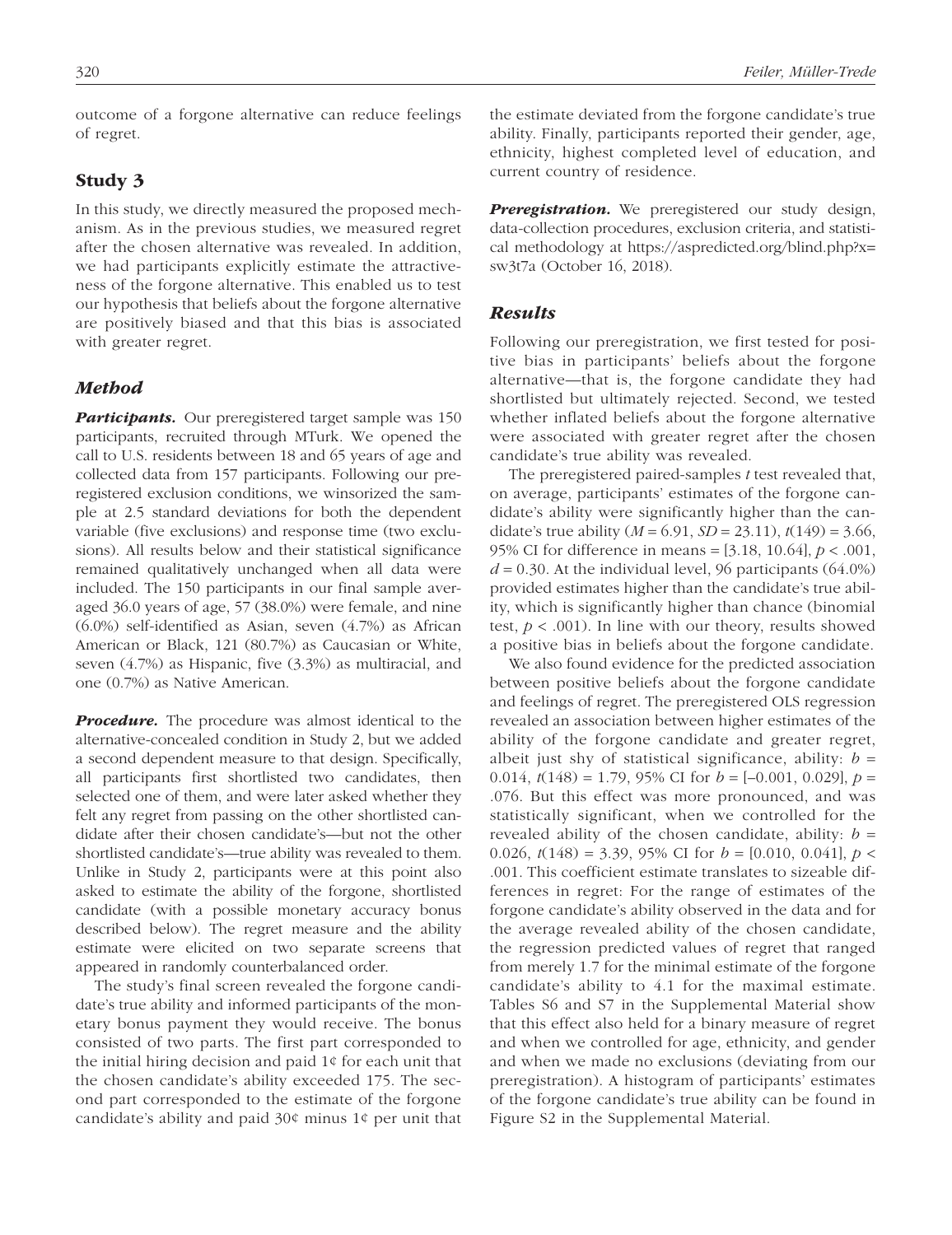outcome of a forgone alternative can reduce feelings of regret.

## Study 3

In this study, we directly measured the proposed mechanism. As in the previous studies, we measured regret after the chosen alternative was revealed. In addition, we had participants explicitly estimate the attractiveness of the forgone alternative. This enabled us to test our hypothesis that beliefs about the forgone alternative are positively biased and that this bias is associated with greater regret.

### Method

***Participants.*** Our preregistered target sample was 150 participants, recruited through MTurk. We opened the call to U.S. residents between 18 and 65 years of age and collected data from 157 participants. Following our preregistered exclusion conditions, we winsorized the sample at 2.5 standard deviations for both the dependent variable (five exclusions) and response time (two exclusions). All results below and their statistical significance remained qualitatively unchanged when all data were included. The 150 participants in our final sample averaged 36.0 years of age, 57 (38.0%) were female, and nine (6.0%) self-identified as Asian, seven (4.7%) as African American or Black, 121 (80.7%) as Caucasian or White, seven (4.7%) as Hispanic, five (3.3%) as multiracial, and one (0.7%) as Native American.

***Procedure.*** The procedure was almost identical to the alternative-concealed condition in Study 2, but we added a second dependent measure to that design. Specifically, all participants first shortlisted two candidates, then selected one of them, and were later asked whether they felt any regret from passing on the other shortlisted candidate after their chosen candidate's—but not the other shortlisted candidate's—true ability was revealed to them. Unlike in Study 2, participants were at this point also asked to estimate the ability of the forgone, shortlisted candidate (with a possible monetary accuracy bonus described below). The regret measure and the ability estimate were elicited on two separate screens that appeared in randomly counterbalanced order.

The study's final screen revealed the forgone candidate's true ability and informed participants of the monetary bonus payment they would receive. The bonus consisted of two parts. The first part corresponded to the initial hiring decision and paid 1¢ for each unit that the chosen candidate's ability exceeded 175. The second part corresponded to the estimate of the forgone candidate's ability and paid 30¢ minus 1¢ per unit that the estimate deviated from the forgone candidate's true ability. Finally, participants reported their gender, age, ethnicity, highest completed level of education, and current country of residence.

***Preregistration.*** We preregistered our study design, data-collection procedures, exclusion criteria, and statistical methodology at https://aspredicted.org/blind.php?x=sw3t7a (October 16, 2018).

### Results

Following our preregistration, we first tested for positive bias in participants' beliefs about the forgone alternative—that is, the forgone candidate they had shortlisted but ultimately rejected. Second, we tested whether inflated beliefs about the forgone alternative were associated with greater regret after the chosen candidate's true ability was revealed.

The preregistered paired-samples *t* test revealed that, on average, participants' estimates of the forgone candidate's ability were significantly higher than the candidate's true ability ($M = 6.91$, $SD = 23.11$), $t(149) = 3.66$, 95% CI for difference in means = [3.18, 10.64], $p < .001$, $d = 0.30$. At the individual level, 96 participants (64.0%) provided estimates higher than the candidate's true ability, which is significantly higher than chance (binomial test, $p < .001$). In line with our theory, results showed a positive bias in beliefs about the forgone candidate.

We also found evidence for the predicted association between positive beliefs about the forgone candidate and feelings of regret. The preregistered OLS regression revealed an association between higher estimates of the ability of the forgone candidate and greater regret, albeit just shy of statistical significance, ability: $b = 0.014$, $t(148) = 1.79$, 95% CI for $b$ = [−0.001, 0.029], $p = .076$. But this effect was more pronounced, and was statistically significant, when we controlled for the revealed ability of the chosen candidate, ability: $b = 0.026$, $t(148) = 3.39$, 95% CI for $b$ = [0.010, 0.041], $p < .001$. This coefficient estimate translates to sizeable differences in regret: For the range of estimates of the forgone candidate's ability observed in the data and for the average revealed ability of the chosen candidate, the regression predicted values of regret that ranged from merely 1.7 for the minimal estimate of the forgone candidate's ability to 4.1 for the maximal estimate. Tables S6 and S7 in the Supplemental Material show that this effect also held for a binary measure of regret and when we controlled for age, ethnicity, and gender and when we made no exclusions (deviating from our preregistration). A histogram of participants' estimates of the forgone candidate's true ability can be found in Figure S2 in the Supplemental Material.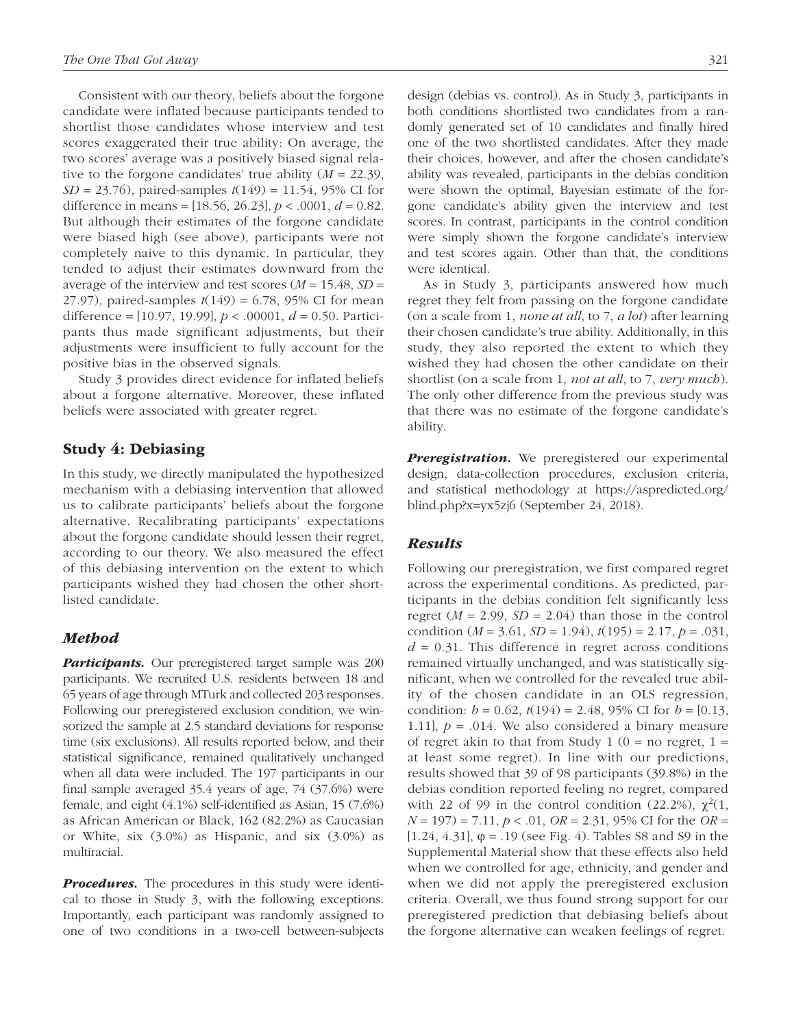Consistent with our theory, beliefs about the forgone candidate were inflated because participants tended to shortlist those candidates whose interview and test scores exaggerated their true ability: On average, the two scores' average was a positively biased signal relative to the forgone candidates' true ability ($M$ = 22.39, $SD$ = 23.76), paired-samples $t(149)$ = 11.54, 95% CI for difference in means = [18.56, 26.23], $p$ < .0001, $d$ = 0.82. But although their estimates of the forgone candidate were biased high (see above), participants were not completely naive to this dynamic. In particular, they tended to adjust their estimates downward from the average of the interview and test scores ($M$ = 15.48, $SD$ = 27.97), paired-samples $t(149)$ = 6.78, 95% CI for mean difference = [10.97, 19.99], $p$ < .00001, $d$ = 0.50. Participants thus made significant adjustments, but their adjustments were insufficient to fully account for the positive bias in the observed signals.

Study 3 provides direct evidence for inflated beliefs about a forgone alternative. Moreover, these inflated beliefs were associated with greater regret.

## Study 4: Debiasing

In this study, we directly manipulated the hypothesized mechanism with a debiasing intervention that allowed us to calibrate participants' beliefs about the forgone alternative. Recalibrating participants' expectations about the forgone candidate should lessen their regret, according to our theory. We also measured the effect of this debiasing intervention on the extent to which participants wished they had chosen the other shortlisted candidate.

### Method

***Participants.*** Our preregistered target sample was 200 participants. We recruited U.S. residents between 18 and 65 years of age through MTurk and collected 203 responses. Following our preregistered exclusion condition, we winsorized the sample at 2.5 standard deviations for response time (six exclusions). All results reported below, and their statistical significance, remained qualitatively unchanged when all data were included. The 197 participants in our final sample averaged 35.4 years of age, 74 (37.6%) were female, and eight (4.1%) self-identified as Asian, 15 (7.6%) as African American or Black, 162 (82.2%) as Caucasian or White, six (3.0%) as Hispanic, and six (3.0%) as multiracial.

***Procedures.*** The procedures in this study were identical to those in Study 3, with the following exceptions. Importantly, each participant was randomly assigned to one of two conditions in a two-cell between-subjects design (debias vs. control). As in Study 3, participants in both conditions shortlisted two candidates from a randomly generated set of 10 candidates and finally hired one of the two shortlisted candidates. After they made their choices, however, and after the chosen candidate's ability was revealed, participants in the debias condition were shown the optimal, Bayesian estimate of the forgone candidate's ability given the interview and test scores. In contrast, participants in the control condition were simply shown the forgone candidate's interview and test scores again. Other than that, the conditions were identical.

As in Study 3, participants answered how much regret they felt from passing on the forgone candidate (on a scale from 1, *none at all*, to 7, *a lot*) after learning their chosen candidate's true ability. Additionally, in this study, they also reported the extent to which they wished they had chosen the other candidate on their shortlist (on a scale from 1, *not at all*, to 7, *very much*). The only other difference from the previous study was that there was no estimate of the forgone candidate's ability.

***Preregistration.*** We preregistered our experimental design, data-collection procedures, exclusion criteria, and statistical methodology at https://aspredicted.org/blind.php?x=yx5zj6 (September 24, 2018).

### Results

Following our preregistration, we first compared regret across the experimental conditions. As predicted, participants in the debias condition felt significantly less regret ($M$ = 2.99, $SD$ = 2.04) than those in the control condition ($M$ = 3.61, $SD$ = 1.94), $t(195)$ = 2.17, $p$ = .031, $d$ = 0.31. This difference in regret across conditions remained virtually unchanged, and was statistically significant, when we controlled for the revealed true ability of the chosen candidate in an OLS regression, condition: $b$ = 0.62, $t(194)$ = 2.48, 95% CI for $b$ = [0.13, 1.11], $p$ = .014. We also considered a binary measure of regret akin to that from Study 1 (0 = no regret, 1 = at least some regret). In line with our predictions, results showed that 39 of 98 participants (39.8%) in the debias condition reported feeling no regret, compared with 22 of 99 in the control condition (22.2%), $\chi^2(1, N = 197)$ = 7.11, $p$ < .01, $OR$ = 2.31, 95% CI for the $OR$ = [1.24, 4.31], $\varphi$ = .19 (see Fig. 4). Tables S8 and S9 in the Supplemental Material show that these effects also held when we controlled for age, ethnicity, and gender and when we did not apply the preregistered exclusion criteria. Overall, we thus found strong support for our preregistered prediction that debiasing beliefs about the forgone alternative can weaken feelings of regret.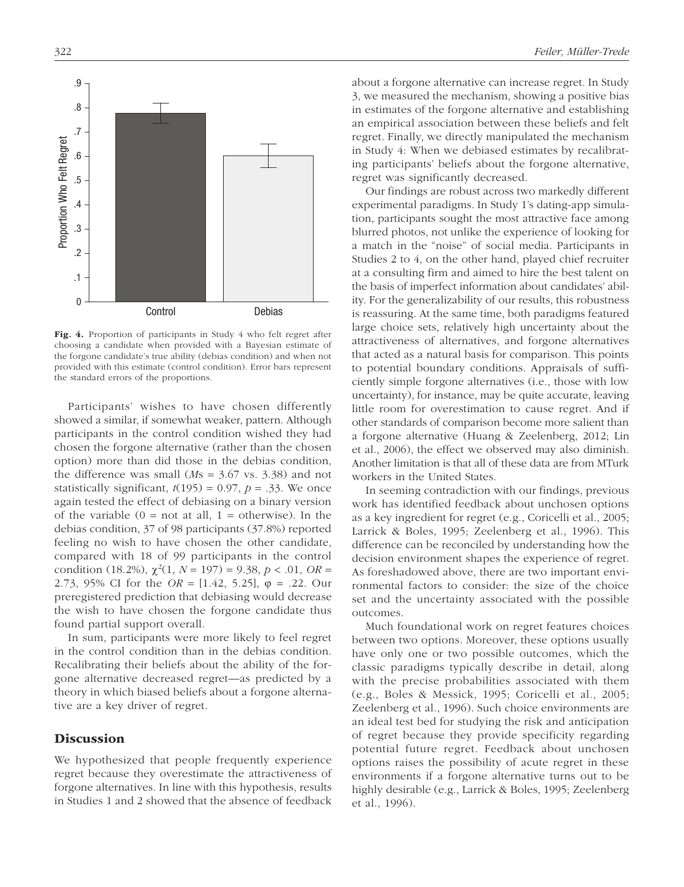**Fig. 4.** Proportion of participants in Study 4 who felt regret after choosing a candidate when provided with a Bayesian estimate of the forgone candidate's true ability (debias condition) and when not provided with this estimate (control condition). Error bars represent the standard errors of the proportions.

Participants' wishes to have chosen differently showed a similar, if somewhat weaker, pattern. Although participants in the control condition wished they had chosen the forgone alternative (rather than the chosen option) more than did those in the debias condition, the difference was small (*M*s = 3.67 vs. 3.38) and not statistically significant, $t(195) = 0.97$, $p = .33$. We once again tested the effect of debiasing on a binary version of the variable (0 = not at all, 1 = otherwise). In the debias condition, 37 of 98 participants (37.8%) reported feeling no wish to have chosen the other candidate, compared with 18 of 99 participants in the control condition (18.2%), $\chi^2(1, N = 197) = 9.38$, $p < .01$, $OR = 2.73$, 95% CI for the $OR$ = [1.42, 5.25], $\varphi = .22$. Our preregistered prediction that debiasing would decrease the wish to have chosen the forgone candidate thus found partial support overall.

In sum, participants were more likely to feel regret in the control condition than in the debias condition. Recalibrating their beliefs about the ability of the forgone alternative decreased regret—as predicted by a theory in which biased beliefs about a forgone alternative are a key driver of regret.

## Discussion

We hypothesized that people frequently experience regret because they overestimate the attractiveness of forgone alternatives. In line with this hypothesis, results in Studies 1 and 2 showed that the absence of feedback about a forgone alternative can increase regret. In Study 3, we measured the mechanism, showing a positive bias in estimates of the forgone alternative and establishing an empirical association between these beliefs and felt regret. Finally, we directly manipulated the mechanism in Study 4: When we debiased estimates by recalibrating participants' beliefs about the forgone alternative, regret was significantly decreased.

Our findings are robust across two markedly different experimental paradigms. In Study 1's dating-app simulation, participants sought the most attractive face among blurred photos, not unlike the experience of looking for a match in the "noise" of social media. Participants in Studies 2 to 4, on the other hand, played chief recruiter at a consulting firm and aimed to hire the best talent on the basis of imperfect information about candidates' ability. For the generalizability of our results, this robustness is reassuring. At the same time, both paradigms featured large choice sets, relatively high uncertainty about the attractiveness of alternatives, and forgone alternatives that acted as a natural basis for comparison. This points to potential boundary conditions. Appraisals of sufficiently simple forgone alternatives (i.e., those with low uncertainty), for instance, may be quite accurate, leaving little room for overestimation to cause regret. And if other standards of comparison become more salient than a forgone alternative (Huang & Zeelenberg, 2012; Lin et al., 2006), the effect we observed may also diminish. Another limitation is that all of these data are from MTurk workers in the United States.

In seeming contradiction with our findings, previous work has identified feedback about unchosen options as a key ingredient for regret (e.g., Coricelli et al., 2005; Larrick & Boles, 1995; Zeelenberg et al., 1996). This difference can be reconciled by understanding how the decision environment shapes the experience of regret. As foreshadowed above, there are two important environmental factors to consider: the size of the choice set and the uncertainty associated with the possible outcomes.

Much foundational work on regret features choices between two options. Moreover, these options usually have only one or two possible outcomes, which the classic paradigms typically describe in detail, along with the precise probabilities associated with them (e.g., Boles & Messick, 1995; Coricelli et al., 2005; Zeelenberg et al., 1996). Such choice environments are an ideal test bed for studying the risk and anticipation of regret because they provide specificity regarding potential future regret. Feedback about unchosen options raises the possibility of acute regret in these environments if a forgone alternative turns out to be highly desirable (e.g., Larrick & Boles, 1995; Zeelenberg et al., 1996).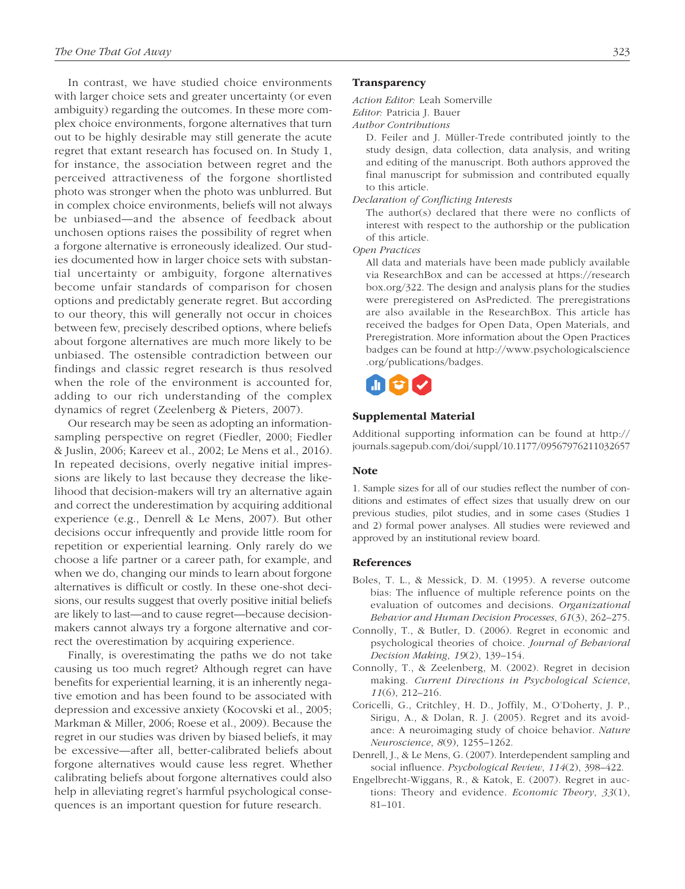In contrast, we have studied choice environments with larger choice sets and greater uncertainty (or even ambiguity) regarding the outcomes. In these more complex choice environments, forgone alternatives that turn out to be highly desirable may still generate the acute regret that extant research has focused on. In Study 1, for instance, the association between regret and the perceived attractiveness of the forgone shortlisted photo was stronger when the photo was unblurred. But in complex choice environments, beliefs will not always be unbiased—and the absence of feedback about unchosen options raises the possibility of regret when a forgone alternative is erroneously idealized. Our studies documented how in larger choice sets with substantial uncertainty or ambiguity, forgone alternatives become unfair standards of comparison for chosen options and predictably generate regret. But according to our theory, this will generally not occur in choices between few, precisely described options, where beliefs about forgone alternatives are much more likely to be unbiased. The ostensible contradiction between our findings and classic regret research is thus resolved when the role of the environment is accounted for, adding to our rich understanding of the complex dynamics of regret (Zeelenberg & Pieters, 2007).

Our research may be seen as adopting an information-sampling perspective on regret (Fiedler, 2000; Fiedler & Juslin, 2006; Kareev et al., 2002; Le Mens et al., 2016). In repeated decisions, overly negative initial impressions are likely to last because they decrease the likelihood that decision-makers will try an alternative again and correct the underestimation by acquiring additional experience (e.g., Denrell & Le Mens, 2007). But other decisions occur infrequently and provide little room for repetition or experiential learning. Only rarely do we choose a life partner or a career path, for example, and when we do, changing our minds to learn about forgone alternatives is difficult or costly. In these one-shot decisions, our results suggest that overly positive initial beliefs are likely to last—and to cause regret—because decision-makers cannot always try a forgone alternative and correct the overestimation by acquiring experience.

Finally, is overestimating the paths we do not take causing us too much regret? Although regret can have benefits for experiential learning, it is an inherently negative emotion and has been found to be associated with depression and excessive anxiety (Kocovski et al., 2005; Markman & Miller, 2006; Roese et al., 2009). Because the regret in our studies was driven by biased beliefs, it may be excessive—after all, better-calibrated beliefs about forgone alternatives would cause less regret. Whether calibrating beliefs about forgone alternatives could also help in alleviating regret's harmful psychological consequences is an important question for future research.

## Transparency

*Action Editor:* Leah Somerville

*Editor:* Patricia J. Bauer

*Author Contributions*

D. Feiler and J. Müller-Trede contributed jointly to the study design, data collection, data analysis, and writing and editing of the manuscript. Both authors approved the final manuscript for submission and contributed equally to this article.

*Declaration of Conflicting Interests*

The author(s) declared that there were no conflicts of interest with respect to the authorship or the publication of this article.

*Open Practices*

All data and materials have been made publicly available via ResearchBox and can be accessed at https://researchbox.org/322. The design and analysis plans for the studies were preregistered on AsPredicted. The preregistrations are also available in the ResearchBox. This article has received the badges for Open Data, Open Materials, and Preregistration. More information about the Open Practices badges can be found at http://www.psychologicalscience.org/publications/badges.

## Supplemental Material

Additional supporting information can be found at http://journals.sagepub.com/doi/suppl/10.1177/09567976211032657

## Note

1. Sample sizes for all of our studies reflect the number of conditions and estimates of effect sizes that usually drew on our previous studies, pilot studies, and in some cases (Studies 1 and 2) formal power analyses. All studies were reviewed and approved by an institutional review board.

## References

Boles, T. L., & Messick, D. M. (1995). A reverse outcome bias: The influence of multiple reference points on the evaluation of outcomes and decisions. *Organizational Behavior and Human Decision Processes*, *61*(3), 262–275.

Connolly, T., & Butler, D. (2006). Regret in economic and psychological theories of choice. *Journal of Behavioral Decision Making*, *19*(2), 139–154.

Connolly, T., & Zeelenberg, M. (2002). Regret in decision making. *Current Directions in Psychological Science*, *11*(6), 212–216.

Coricelli, G., Critchley, H. D., Joffily, M., O'Doherty, J. P., Sirigu, A., & Dolan, R. J. (2005). Regret and its avoidance: A neuroimaging study of choice behavior. *Nature Neuroscience*, *8*(9), 1255–1262.

Denrell, J., & Le Mens, G. (2007). Interdependent sampling and social influence. *Psychological Review*, *114*(2), 398–422.

Engelbrecht-Wiggans, R., & Katok, E. (2007). Regret in auctions: Theory and evidence. *Economic Theory*, *33*(1), 81–101.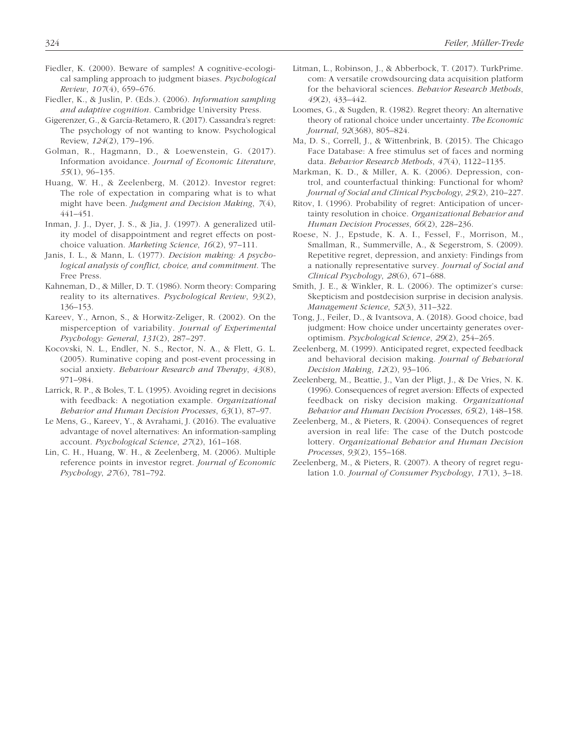Fiedler, K. (2000). Beware of samples! A cognitive-ecological sampling approach to judgment biases. *Psychological Review*, *107*(4), 659–676.

Fiedler, K., & Juslin, P. (Eds.). (2006). *Information sampling and adaptive cognition*. Cambridge University Press.

Gigerenzer, G., & García-Retamero, R. (2017). Cassandra's regret: The psychology of not wanting to know. Psychological Review, *124*(2), 179–196.

Golman, R., Hagmann, D., & Loewenstein, G. (2017). Information avoidance. *Journal of Economic Literature*, *55*(1), 96–135.

Huang, W. H., & Zeelenberg, M. (2012). Investor regret: The role of expectation in comparing what is to what might have been. *Judgment and Decision Making*, *7*(4), 441–451.

Inman, J. J., Dyer, J. S., & Jia, J. (1997). A generalized utility model of disappointment and regret effects on post-choice valuation. *Marketing Science*, *16*(2), 97–111.

Janis, I. L., & Mann, L. (1977). *Decision making: A psychological analysis of conflict, choice, and commitment*. The Free Press.

Kahneman, D., & Miller, D. T. (1986). Norm theory: Comparing reality to its alternatives. *Psychological Review*, *93*(2), 136–153.

Kareev, Y., Arnon, S., & Horwitz-Zeliger, R. (2002). On the misperception of variability. *Journal of Experimental Psychology: General*, *131*(2), 287–297.

Kocovski, N. L., Endler, N. S., Rector, N. A., & Flett, G. L. (2005). Ruminative coping and post-event processing in social anxiety. *Behaviour Research and Therapy*, *43*(8), 971–984.

Larrick, R. P., & Boles, T. L. (1995). Avoiding regret in decisions with feedback: A negotiation example. *Organizational Behavior and Human Decision Processes*, *63*(1), 87–97.

Le Mens, G., Kareev, Y., & Avrahami, J. (2016). The evaluative advantage of novel alternatives: An information-sampling account. *Psychological Science*, *27*(2), 161–168.

Lin, C. H., Huang, W. H., & Zeelenberg, M. (2006). Multiple reference points in investor regret. *Journal of Economic Psychology*, *27*(6), 781–792.

Litman, L., Robinson, J., & Abberbock, T. (2017). TurkPrime.com: A versatile crowdsourcing data acquisition platform for the behavioral sciences. *Behavior Research Methods*, *49*(2), 433–442.

Loomes, G., & Sugden, R. (1982). Regret theory: An alternative theory of rational choice under uncertainty. *The Economic Journal*, *92*(368), 805–824.

Ma, D. S., Correll, J., & Wittenbrink, B. (2015). The Chicago Face Database: A free stimulus set of faces and norming data. *Behavior Research Methods*, *47*(4), 1122–1135.

Markman, K. D., & Miller, A. K. (2006). Depression, control, and counterfactual thinking: Functional for whom? *Journal of Social and Clinical Psychology*, *25*(2), 210–227.

Ritov, I. (1996). Probability of regret: Anticipation of uncertainty resolution in choice. *Organizational Behavior and Human Decision Processes*, *66*(2), 228–236.

Roese, N. J., Epstude, K. A. I., Fessel, F., Morrison, M., Smallman, R., Summerville, A., & Segerstrom, S. (2009). Repetitive regret, depression, and anxiety: Findings from a nationally representative survey. *Journal of Social and Clinical Psychology*, *28*(6), 671–688.

Smith, J. E., & Winkler, R. L. (2006). The optimizer's curse: Skepticism and postdecision surprise in decision analysis. *Management Science*, *52*(3), 311–322.

Tong, J., Feiler, D., & Ivantsova, A. (2018). Good choice, bad judgment: How choice under uncertainty generates overoptimism. *Psychological Science*, *29*(2), 254–265.

Zeelenberg, M. (1999). Anticipated regret, expected feedback and behavioral decision making. *Journal of Behavioral Decision Making*, *12*(2), 93–106.

Zeelenberg, M., Beattie, J., Van der Pligt, J., & De Vries, N. K. (1996). Consequences of regret aversion: Effects of expected feedback on risky decision making. *Organizational Behavior and Human Decision Processes*, *65*(2), 148–158.

Zeelenberg, M., & Pieters, R. (2004). Consequences of regret aversion in real life: The case of the Dutch postcode lottery. *Organizational Behavior and Human Decision Processes*, *93*(2), 155–168.

Zeelenberg, M., & Pieters, R. (2007). A theory of regret regulation 1.0. *Journal of Consumer Psychology*, *17*(1), 3–18.